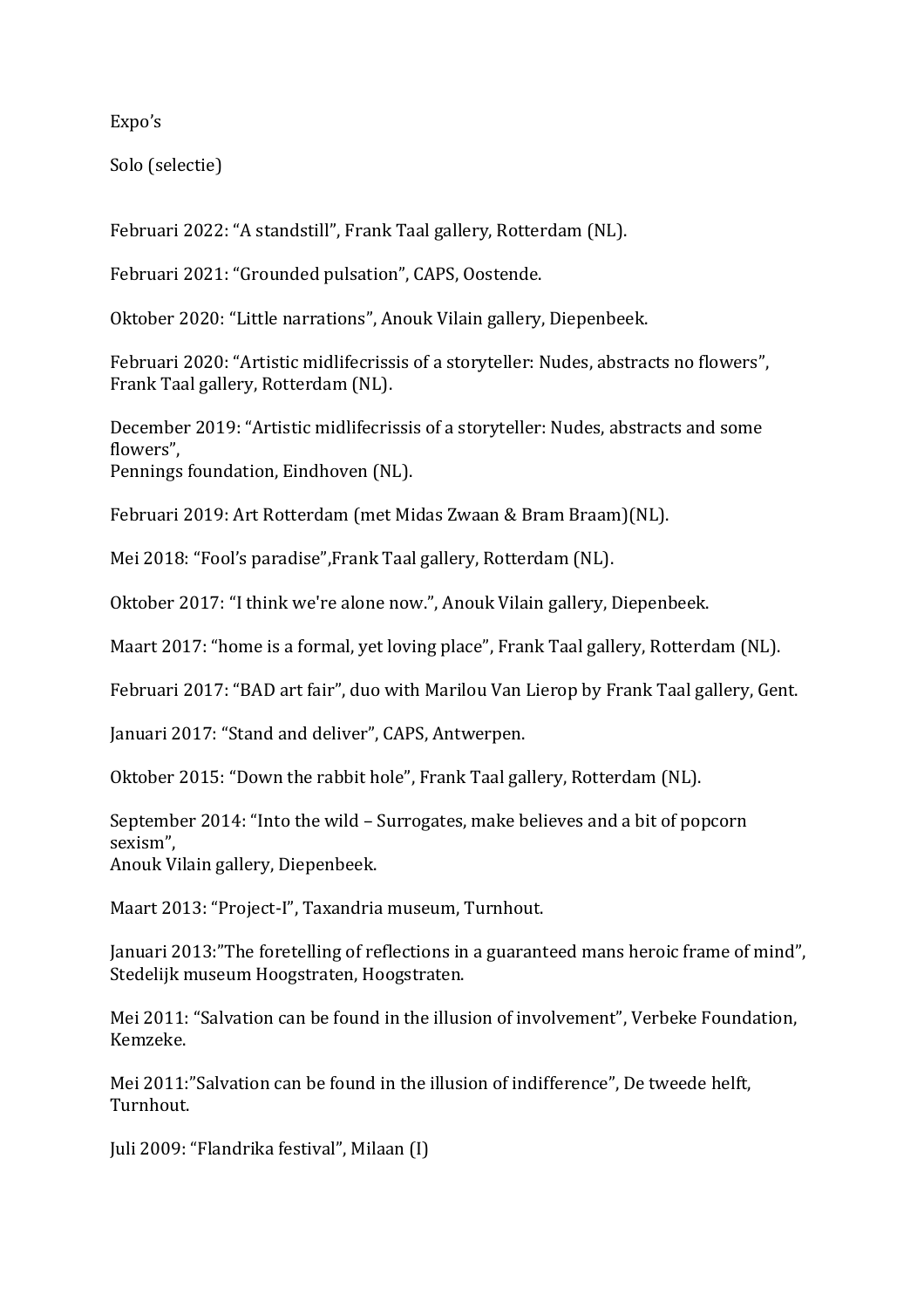Expo's

Solo (selectie)

Februari 2022: "A standstill", Frank Taal gallery, Rotterdam (NL).

Februari 2021: "Grounded pulsation", CAPS, Oostende.

Oktober 2020: "Little narrations", Anouk Vilain gallery, Diepenbeek.

Februari 2020: "Artistic midlifecrissis of a storyteller: Nudes, abstracts no flowers", Frank Taal gallery, Rotterdam (NL).

December 2019: "Artistic midlifecrissis of a storyteller: Nudes, abstracts and some flowers",
Pennings foundation, Eindhoven (NL).

Februari 2019: Art Rotterdam (met Midas Zwaan & Bram Braam)(NL).

Mei 2018: "Fool's paradise",Frank Taal gallery, Rotterdam (NL).

Oktober 2017: "I think we're alone now.", Anouk Vilain gallery, Diepenbeek.

Maart 2017: "home is a formal, yet loving place", Frank Taal gallery, Rotterdam (NL).

Februari 2017: "BAD art fair", duo with Marilou Van Lierop by Frank Taal gallery, Gent.

Januari 2017: "Stand and deliver", CAPS, Antwerpen.

Oktober 2015: "Down the rabbit hole", Frank Taal gallery, Rotterdam (NL).

September 2014: "Into the wild – Surrogates, make believes and a bit of popcorn sexism",
Anouk Vilain gallery, Diepenbeek.

Maart 2013: "Project-I", Taxandria museum, Turnhout.

Januari 2013:"The foretelling of reflections in a guaranteed mans heroic frame of mind", Stedelijk museum Hoogstraten, Hoogstraten.

Mei 2011: "Salvation can be found in the illusion of involvement", Verbeke Foundation, Kemzeke.

Mei 2011:"Salvation can be found in the illusion of indifference", De tweede helft, Turnhout.

Juli 2009: "Flandrika festival", Milaan (I)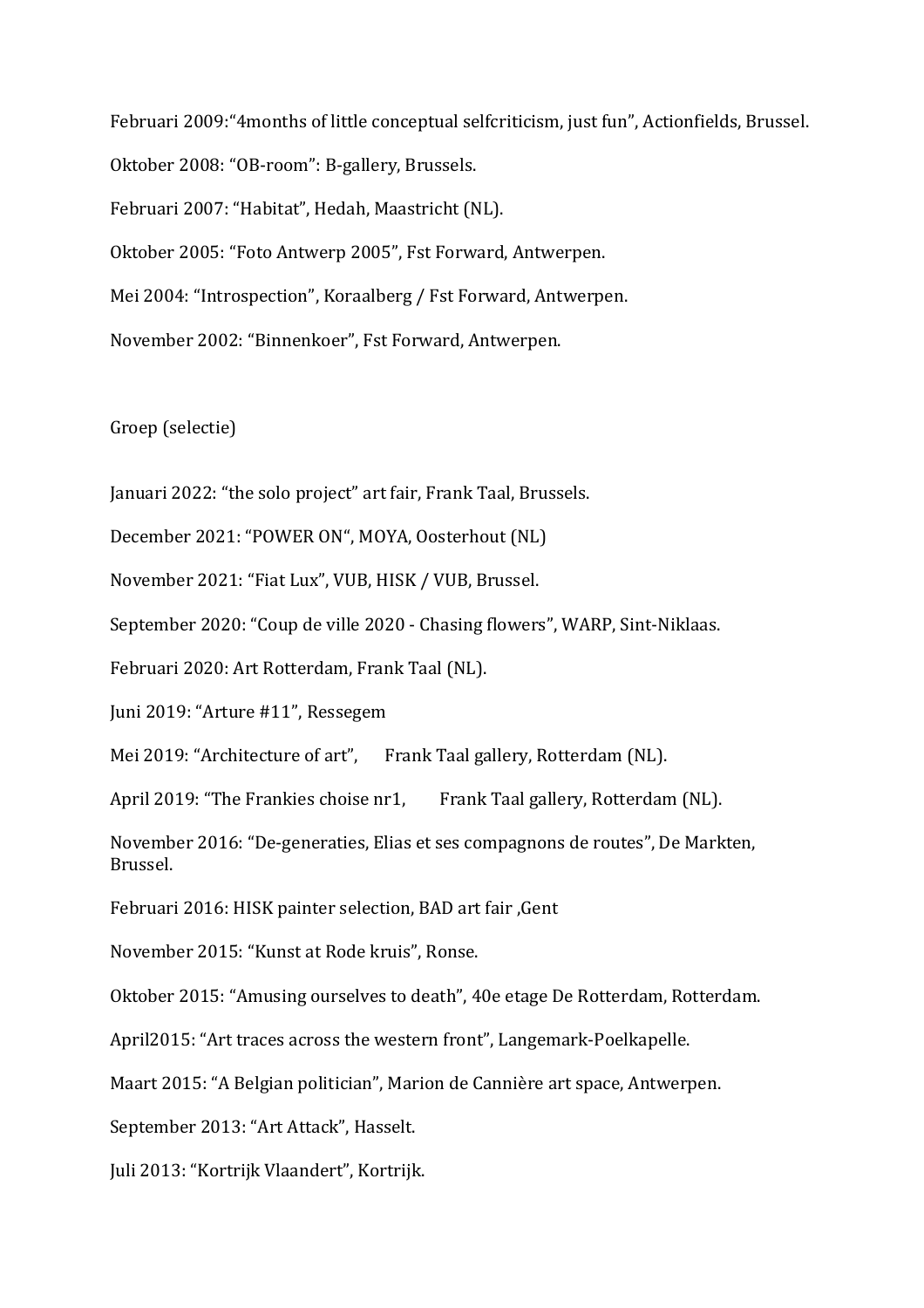Februari 2009:"4months of little conceptual selfcriticism, just fun", Actionfields, Brussel.

Oktober 2008: "OB-room": B-gallery, Brussels.

Februari 2007: "Habitat", Hedah, Maastricht (NL).

Oktober 2005: "Foto Antwerp 2005", Fst Forward, Antwerpen.

Mei 2004: "Introspection", Koraalberg / Fst Forward, Antwerpen.

November 2002: "Binnenkoer", Fst Forward, Antwerpen.

Groep (selectie)

Januari 2022: "the solo project" art fair, Frank Taal, Brussels.

December 2021: "POWER ON", MOYA, Oosterhout (NL)

November 2021: "Fiat Lux", VUB, HISK / VUB, Brussel.

September 2020: "Coup de ville 2020 - Chasing flowers", WARP, Sint-Niklaas.

Februari 2020: Art Rotterdam, Frank Taal (NL).

Juni 2019: "Arture #11", Ressegem

Mei 2019: "Architecture of art", Frank Taal gallery, Rotterdam (NL).

April 2019: "The Frankies choise nr1, Frank Taal gallery, Rotterdam (NL).

November 2016: "De-generaties, Elias et ses compagnons de routes", De Markten, Brussel.

Februari 2016: HISK painter selection, BAD art fair ,Gent

November 2015: "Kunst at Rode kruis", Ronse.

Oktober 2015: "Amusing ourselves to death", 40e etage De Rotterdam, Rotterdam.

April2015: "Art traces across the western front", Langemark-Poelkapelle.

Maart 2015: "A Belgian politician", Marion de Cannière art space, Antwerpen.

September 2013: "Art Attack", Hasselt.

Juli 2013: "Kortrijk Vlaandert", Kortrijk.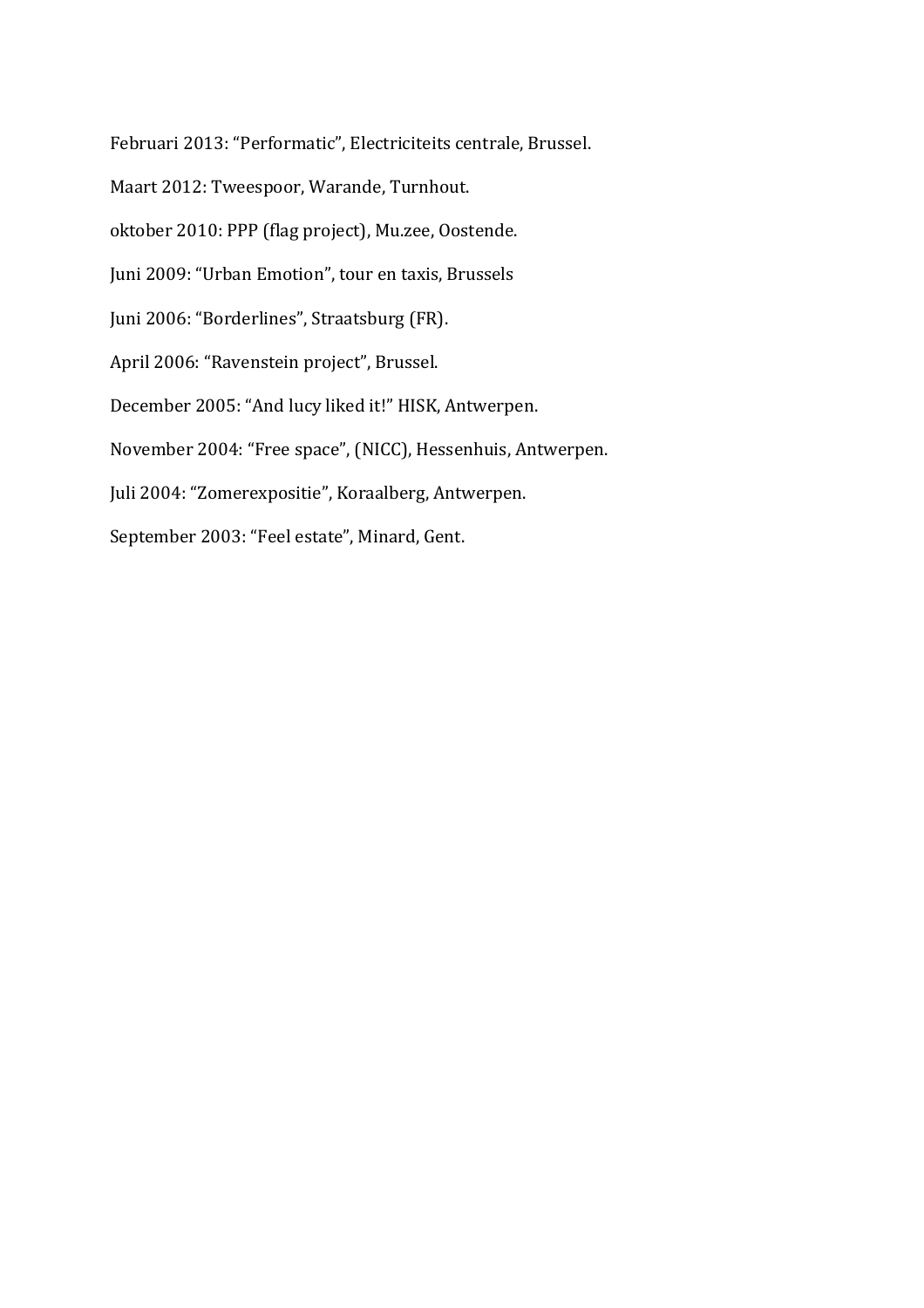Februari 2013: “Performatic”, Electriciteits centrale, Brussel.

Maart 2012: Tweespoor, Warande, Turnhout.

oktober 2010: PPP (flag project), Mu.zee, Oostende.

Juni 2009: “Urban Emotion”, tour en taxis, Brussels

Juni 2006: “Borderlines”, Straatsburg (FR).

April 2006: “Ravenstein project”, Brussel.

December 2005: “And lucy liked it!” HISK, Antwerpen.

November 2004: “Free space”, (NICC), Hessenhuis, Antwerpen.

Juli 2004: “Zomerexpositie”, Koraalberg, Antwerpen.

September 2003: “Feel estate”, Minard, Gent.